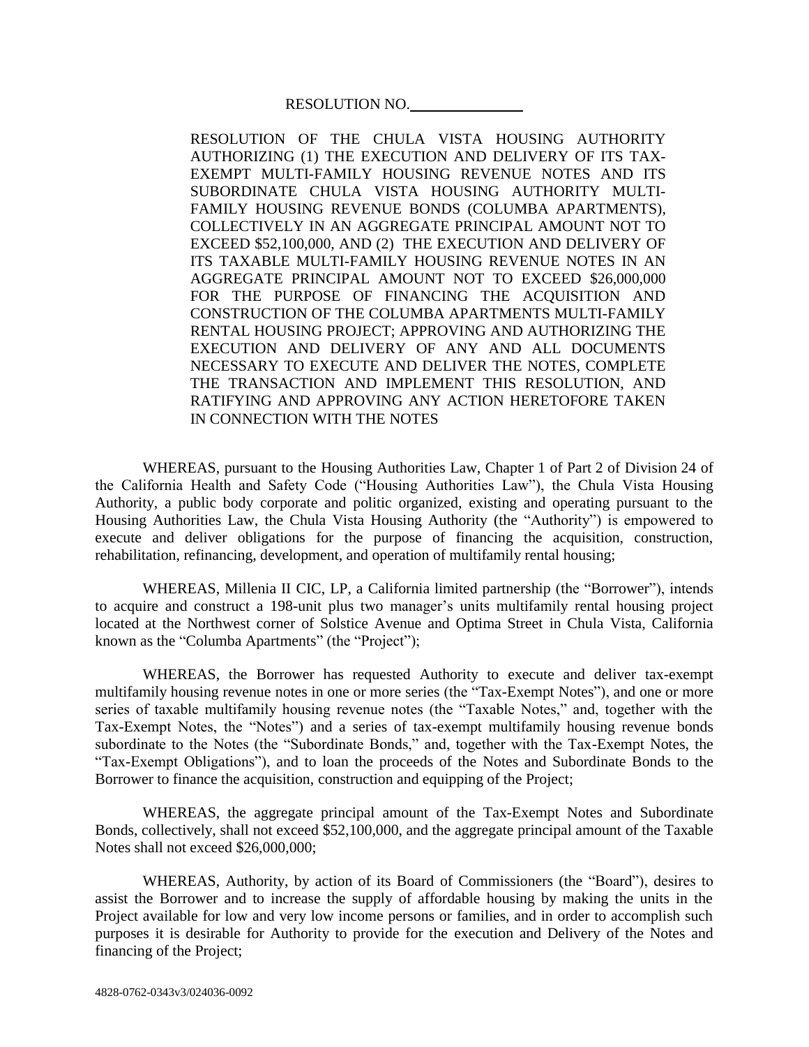RESOLUTION NO.\_\_\_\_\_\_\_\_\_\_\_\_\_\_\_

RESOLUTION OF THE CHULA VISTA HOUSING AUTHORITY AUTHORIZING (1) THE EXECUTION AND DELIVERY OF ITS TAX-EXEMPT MULTI-FAMILY HOUSING REVENUE NOTES AND ITS SUBORDINATE CHULA VISTA HOUSING AUTHORITY MULTI-FAMILY HOUSING REVENUE BONDS (COLUMBA APARTMENTS), COLLECTIVELY IN AN AGGREGATE PRINCIPAL AMOUNT NOT TO EXCEED $52,100,000, AND (2) THE EXECUTION AND DELIVERY OF ITS TAXABLE MULTI-FAMILY HOUSING REVENUE NOTES IN AN AGGREGATE PRINCIPAL AMOUNT NOT TO EXCEED $26,000,000 FOR THE PURPOSE OF FINANCING THE ACQUISITION AND CONSTRUCTION OF THE COLUMBA APARTMENTS MULTI-FAMILY RENTAL HOUSING PROJECT; APPROVING AND AUTHORIZING THE EXECUTION AND DELIVERY OF ANY AND ALL DOCUMENTS NECESSARY TO EXECUTE AND DELIVER THE NOTES, COMPLETE THE TRANSACTION AND IMPLEMENT THIS RESOLUTION, AND RATIFYING AND APPROVING ANY ACTION HERETOFORE TAKEN IN CONNECTION WITH THE NOTES

WHEREAS, pursuant to the Housing Authorities Law, Chapter 1 of Part 2 of Division 24 of the California Health and Safety Code ("Housing Authorities Law"), the Chula Vista Housing Authority, a public body corporate and politic organized, existing and operating pursuant to the Housing Authorities Law, the Chula Vista Housing Authority (the "Authority") is empowered to execute and deliver obligations for the purpose of financing the acquisition, construction, rehabilitation, refinancing, development, and operation of multifamily rental housing;

WHEREAS, Millenia II CIC, LP, a California limited partnership (the "Borrower"), intends to acquire and construct a 198-unit plus two manager's units multifamily rental housing project located at the Northwest corner of Solstice Avenue and Optima Street in Chula Vista, California known as the "Columba Apartments" (the "Project");

WHEREAS, the Borrower has requested Authority to execute and deliver tax-exempt multifamily housing revenue notes in one or more series (the "Tax-Exempt Notes"), and one or more series of taxable multifamily housing revenue notes (the "Taxable Notes," and, together with the Tax-Exempt Notes, the "Notes") and a series of tax-exempt multifamily housing revenue bonds subordinate to the Notes (the "Subordinate Bonds," and, together with the Tax-Exempt Notes, the "Tax-Exempt Obligations"), and to loan the proceeds of the Notes and Subordinate Bonds to the Borrower to finance the acquisition, construction and equipping of the Project;

WHEREAS, the aggregate principal amount of the Tax-Exempt Notes and Subordinate Bonds, collectively, shall not exceed $52,100,000, and the aggregate principal amount of the Taxable Notes shall not exceed $26,000,000;

WHEREAS, Authority, by action of its Board of Commissioners (the "Board"), desires to assist the Borrower and to increase the supply of affordable housing by making the units in the Project available for low and very low income persons or families, and in order to accomplish such purposes it is desirable for Authority to provide for the execution and Delivery of the Notes and financing of the Project;

4828-0762-0343v3/024036-0092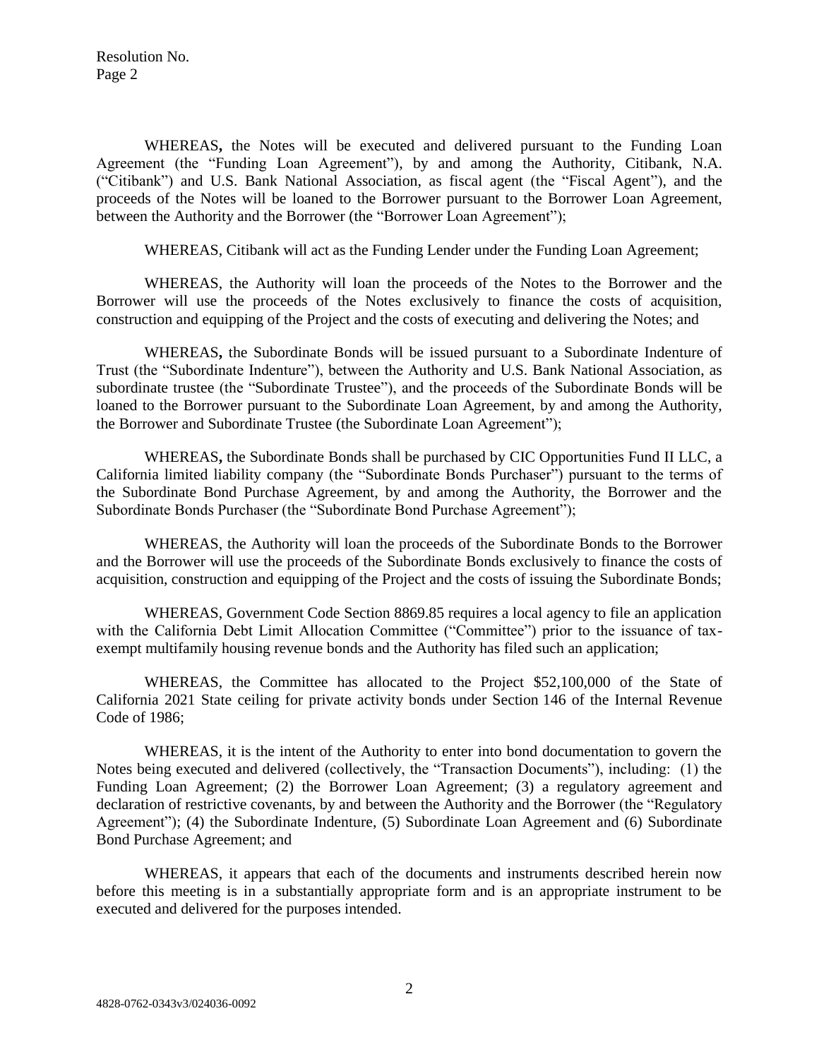WHEREAS**,** the Notes will be executed and delivered pursuant to the Funding Loan Agreement (the "Funding Loan Agreement"), by and among the Authority, Citibank, N.A. ("Citibank") and U.S. Bank National Association, as fiscal agent (the "Fiscal Agent"), and the proceeds of the Notes will be loaned to the Borrower pursuant to the Borrower Loan Agreement, between the Authority and the Borrower (the "Borrower Loan Agreement");

WHEREAS, Citibank will act as the Funding Lender under the Funding Loan Agreement;

WHEREAS, the Authority will loan the proceeds of the Notes to the Borrower and the Borrower will use the proceeds of the Notes exclusively to finance the costs of acquisition, construction and equipping of the Project and the costs of executing and delivering the Notes; and

WHEREAS**,** the Subordinate Bonds will be issued pursuant to a Subordinate Indenture of Trust (the "Subordinate Indenture"), between the Authority and U.S. Bank National Association, as subordinate trustee (the "Subordinate Trustee"), and the proceeds of the Subordinate Bonds will be loaned to the Borrower pursuant to the Subordinate Loan Agreement, by and among the Authority, the Borrower and Subordinate Trustee (the Subordinate Loan Agreement");

WHEREAS**,** the Subordinate Bonds shall be purchased by CIC Opportunities Fund II LLC, a California limited liability company (the "Subordinate Bonds Purchaser") pursuant to the terms of the Subordinate Bond Purchase Agreement, by and among the Authority, the Borrower and the Subordinate Bonds Purchaser (the "Subordinate Bond Purchase Agreement");

WHEREAS, the Authority will loan the proceeds of the Subordinate Bonds to the Borrower and the Borrower will use the proceeds of the Subordinate Bonds exclusively to finance the costs of acquisition, construction and equipping of the Project and the costs of issuing the Subordinate Bonds;

WHEREAS, Government Code Section 8869.85 requires a local agency to file an application with the California Debt Limit Allocation Committee ("Committee") prior to the issuance of tax-exempt multifamily housing revenue bonds and the Authority has filed such an application;

WHEREAS, the Committee has allocated to the Project $52,100,000 of the State of California 2021 State ceiling for private activity bonds under Section 146 of the Internal Revenue Code of 1986;

WHEREAS, it is the intent of the Authority to enter into bond documentation to govern the Notes being executed and delivered (collectively, the "Transaction Documents"), including: (1) the Funding Loan Agreement; (2) the Borrower Loan Agreement; (3) a regulatory agreement and declaration of restrictive covenants, by and between the Authority and the Borrower (the "Regulatory Agreement"); (4) the Subordinate Indenture, (5) Subordinate Loan Agreement and (6) Subordinate Bond Purchase Agreement; and

WHEREAS, it appears that each of the documents and instruments described herein now before this meeting is in a substantially appropriate form and is an appropriate instrument to be executed and delivered for the purposes intended.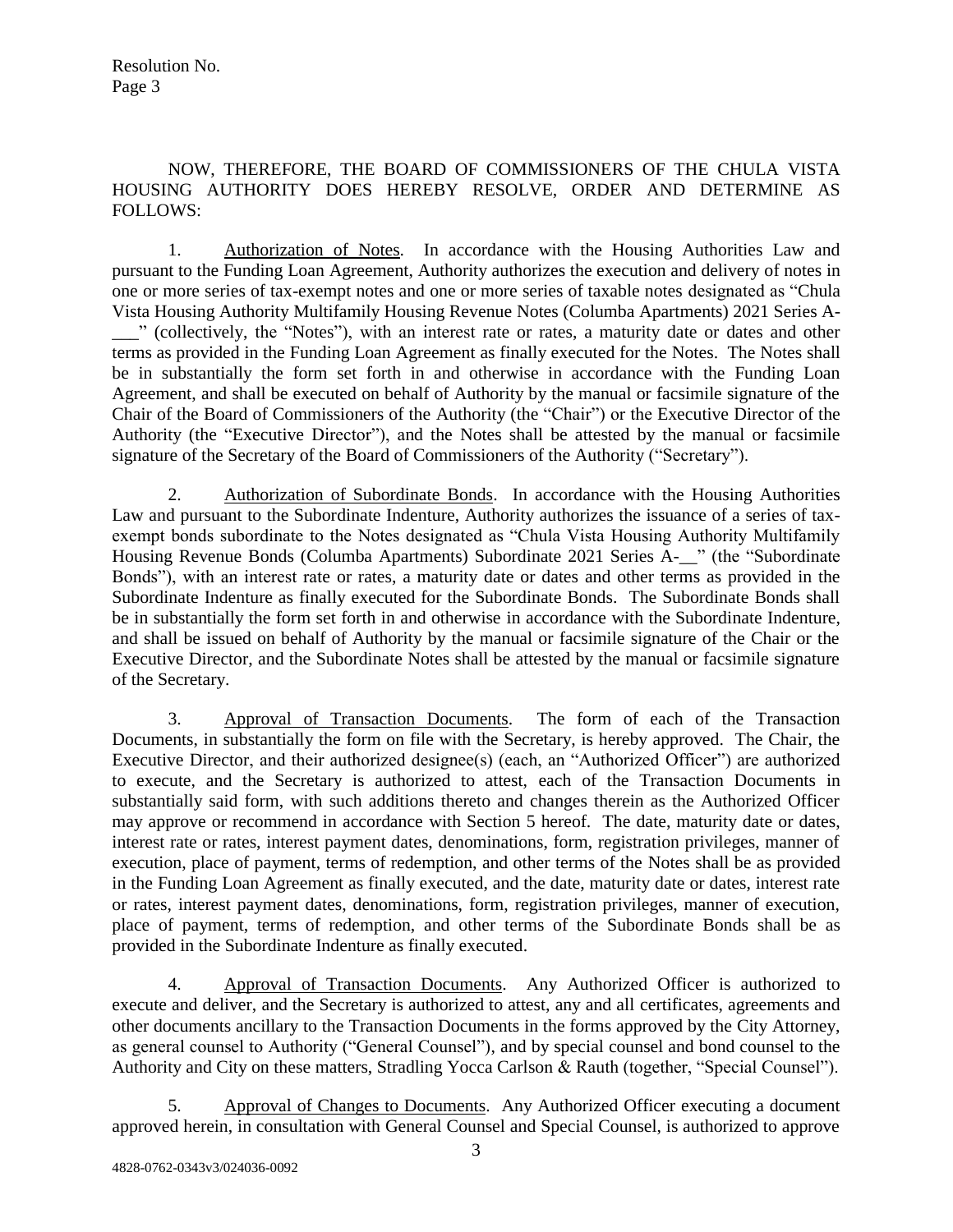NOW, THEREFORE, THE BOARD OF COMMISSIONERS OF THE CHULA VISTA HOUSING AUTHORITY DOES HEREBY RESOLVE, ORDER AND DETERMINE AS FOLLOWS:

1. Authorization of Notes. In accordance with the Housing Authorities Law and pursuant to the Funding Loan Agreement, Authority authorizes the execution and delivery of notes in one or more series of tax-exempt notes and one or more series of taxable notes designated as "Chula Vista Housing Authority Multifamily Housing Revenue Notes (Columba Apartments) 2021 Series A-___" (collectively, the "Notes"), with an interest rate or rates, a maturity date or dates and other terms as provided in the Funding Loan Agreement as finally executed for the Notes. The Notes shall be in substantially the form set forth in and otherwise in accordance with the Funding Loan Agreement, and shall be executed on behalf of Authority by the manual or facsimile signature of the Chair of the Board of Commissioners of the Authority (the "Chair") or the Executive Director of the Authority (the "Executive Director"), and the Notes shall be attested by the manual or facsimile signature of the Secretary of the Board of Commissioners of the Authority ("Secretary").

2. Authorization of Subordinate Bonds. In accordance with the Housing Authorities Law and pursuant to the Subordinate Indenture, Authority authorizes the issuance of a series of tax-exempt bonds subordinate to the Notes designated as "Chula Vista Housing Authority Multifamily Housing Revenue Bonds (Columba Apartments) Subordinate 2021 Series A-__" (the "Subordinate Bonds"), with an interest rate or rates, a maturity date or dates and other terms as provided in the Subordinate Indenture as finally executed for the Subordinate Bonds. The Subordinate Bonds shall be in substantially the form set forth in and otherwise in accordance with the Subordinate Indenture, and shall be issued on behalf of Authority by the manual or facsimile signature of the Chair or the Executive Director, and the Subordinate Notes shall be attested by the manual or facsimile signature of the Secretary.

3. Approval of Transaction Documents. The form of each of the Transaction Documents, in substantially the form on file with the Secretary, is hereby approved. The Chair, the Executive Director, and their authorized designee(s) (each, an "Authorized Officer") are authorized to execute, and the Secretary is authorized to attest, each of the Transaction Documents in substantially said form, with such additions thereto and changes therein as the Authorized Officer may approve or recommend in accordance with Section 5 hereof. The date, maturity date or dates, interest rate or rates, interest payment dates, denominations, form, registration privileges, manner of execution, place of payment, terms of redemption, and other terms of the Notes shall be as provided in the Funding Loan Agreement as finally executed, and the date, maturity date or dates, interest rate or rates, interest payment dates, denominations, form, registration privileges, manner of execution, place of payment, terms of redemption, and other terms of the Subordinate Bonds shall be as provided in the Subordinate Indenture as finally executed.

4. Approval of Transaction Documents. Any Authorized Officer is authorized to execute and deliver, and the Secretary is authorized to attest, any and all certificates, agreements and other documents ancillary to the Transaction Documents in the forms approved by the City Attorney, as general counsel to Authority ("General Counsel"), and by special counsel and bond counsel to the Authority and City on these matters, Stradling Yocca Carlson & Rauth (together, "Special Counsel").

5. Approval of Changes to Documents. Any Authorized Officer executing a document approved herein, in consultation with General Counsel and Special Counsel, is authorized to approve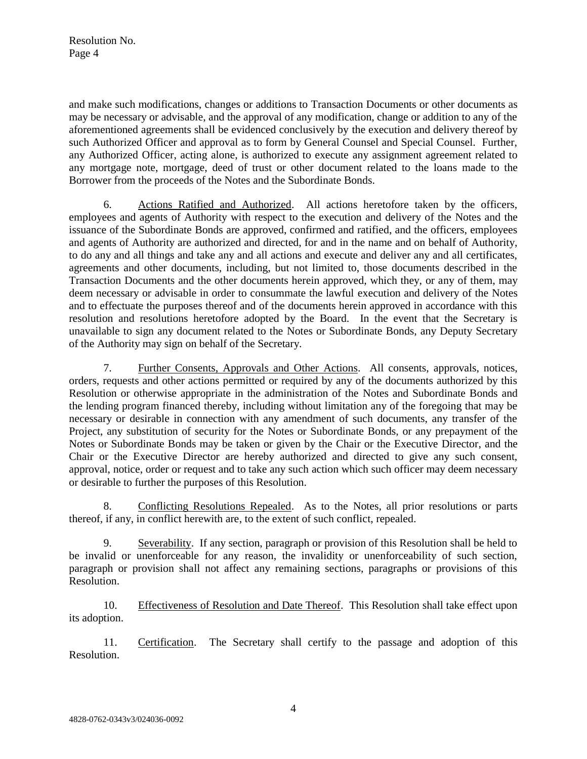and make such modifications, changes or additions to Transaction Documents or other documents as may be necessary or advisable, and the approval of any modification, change or addition to any of the aforementioned agreements shall be evidenced conclusively by the execution and delivery thereof by such Authorized Officer and approval as to form by General Counsel and Special Counsel. Further, any Authorized Officer, acting alone, is authorized to execute any assignment agreement related to any mortgage note, mortgage, deed of trust or other document related to the loans made to the Borrower from the proceeds of the Notes and the Subordinate Bonds.

6. Actions Ratified and Authorized. All actions heretofore taken by the officers, employees and agents of Authority with respect to the execution and delivery of the Notes and the issuance of the Subordinate Bonds are approved, confirmed and ratified, and the officers, employees and agents of Authority are authorized and directed, for and in the name and on behalf of Authority, to do any and all things and take any and all actions and execute and deliver any and all certificates, agreements and other documents, including, but not limited to, those documents described in the Transaction Documents and the other documents herein approved, which they, or any of them, may deem necessary or advisable in order to consummate the lawful execution and delivery of the Notes and to effectuate the purposes thereof and of the documents herein approved in accordance with this resolution and resolutions heretofore adopted by the Board. In the event that the Secretary is unavailable to sign any document related to the Notes or Subordinate Bonds, any Deputy Secretary of the Authority may sign on behalf of the Secretary.

7. Further Consents, Approvals and Other Actions. All consents, approvals, notices, orders, requests and other actions permitted or required by any of the documents authorized by this Resolution or otherwise appropriate in the administration of the Notes and Subordinate Bonds and the lending program financed thereby, including without limitation any of the foregoing that may be necessary or desirable in connection with any amendment of such documents, any transfer of the Project, any substitution of security for the Notes or Subordinate Bonds, or any prepayment of the Notes or Subordinate Bonds may be taken or given by the Chair or the Executive Director, and the Chair or the Executive Director are hereby authorized and directed to give any such consent, approval, notice, order or request and to take any such action which such officer may deem necessary or desirable to further the purposes of this Resolution.

8. Conflicting Resolutions Repealed. As to the Notes, all prior resolutions or parts thereof, if any, in conflict herewith are, to the extent of such conflict, repealed.

9. Severability. If any section, paragraph or provision of this Resolution shall be held to be invalid or unenforceable for any reason, the invalidity or unenforceability of such section, paragraph or provision shall not affect any remaining sections, paragraphs or provisions of this Resolution.

10. Effectiveness of Resolution and Date Thereof. This Resolution shall take effect upon its adoption.

11. Certification. The Secretary shall certify to the passage and adoption of this Resolution.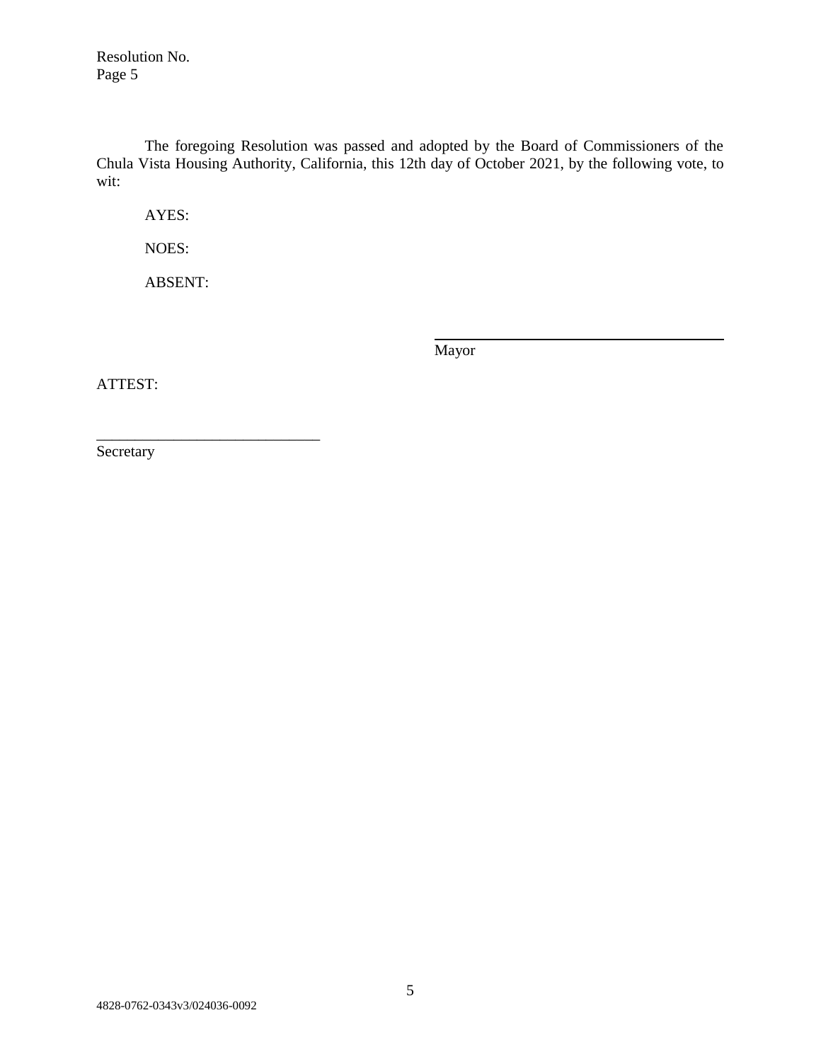The foregoing Resolution was passed and adopted by the Board of Commissioners of the Chula Vista Housing Authority, California, this 12th day of October 2021, by the following vote, to wit:

AYES:

NOES:

ABSENT:

\_\_\_\_\_\_\_\_\_\_\_\_\_\_\_\_\_\_\_\_\_\_\_\_\_\_\_\_\_\_
Mayor

ATTEST:

\_\_\_\_\_\_\_\_\_\_\_\_\_\_\_\_\_\_\_\_\_\_\_\_\_\_\_\_\_\_
Secretary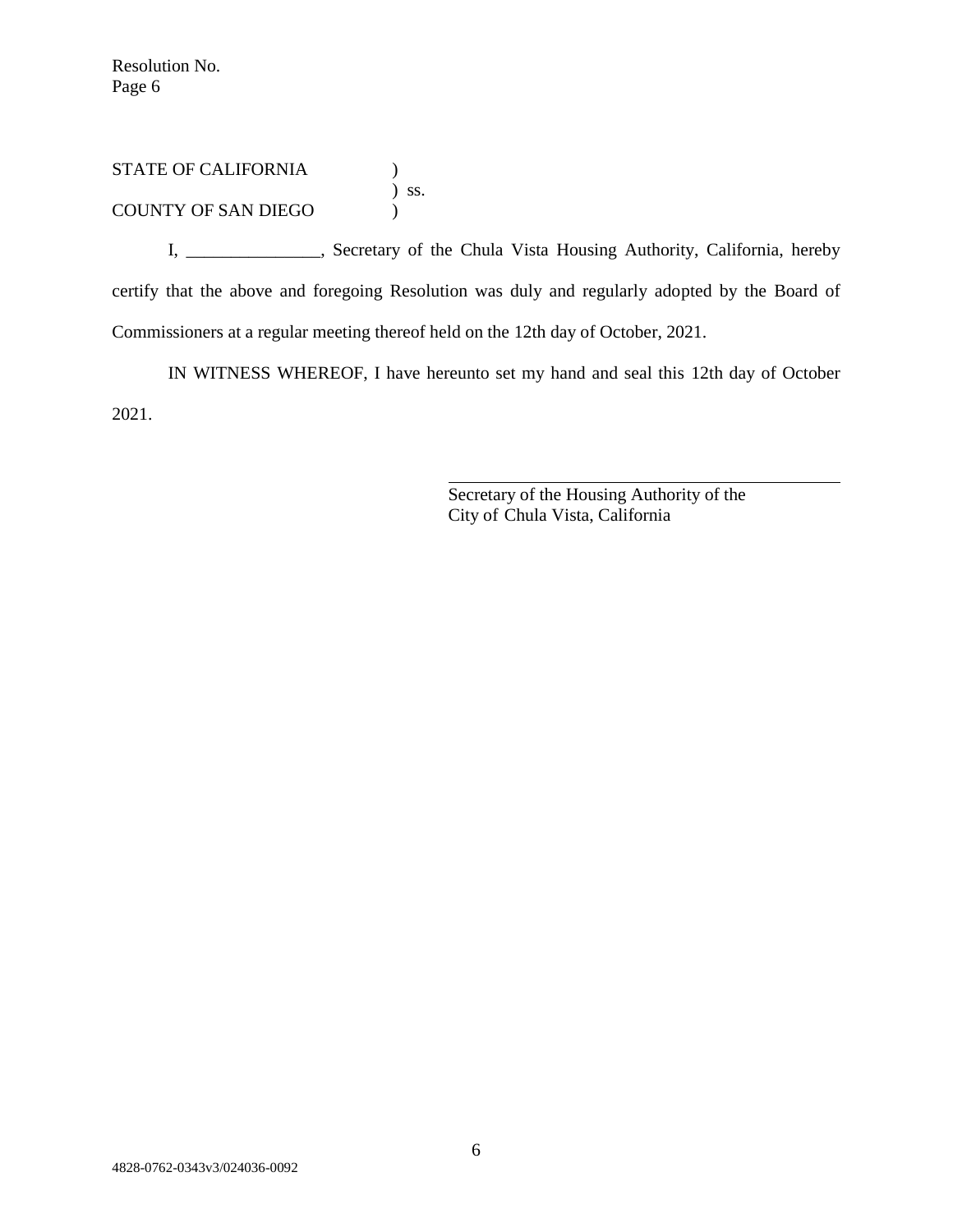STATE OF CALIFORNIA )
) ss.
COUNTY OF SAN DIEGO )

I, _______________, Secretary of the Chula Vista Housing Authority, California, hereby certify that the above and foregoing Resolution was duly and regularly adopted by the Board of Commissioners at a regular meeting thereof held on the 12th day of October, 2021.

IN WITNESS WHEREOF, I have hereunto set my hand and seal this 12th day of October 2021.

______________________________

Secretary of the Housing Authority of the
City of Chula Vista, California